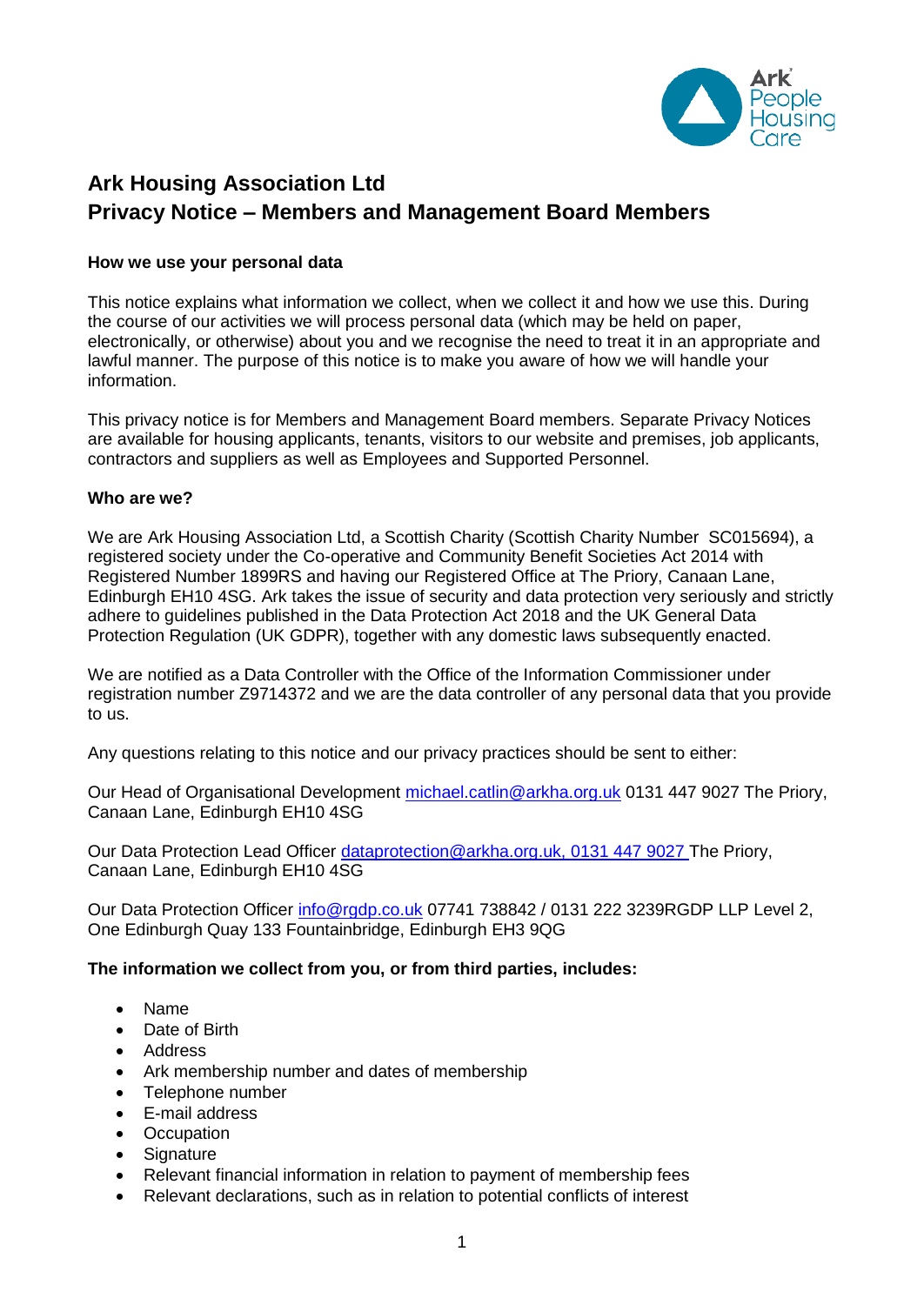# Ark Housing Association Ltd
# Privacy Notice – Members and Management Board Members

**How we use your personal data**

This notice explains what information we collect, when we collect it and how we use this. During the course of our activities we will process personal data (which may be held on paper, electronically, or otherwise) about you and we recognise the need to treat it in an appropriate and lawful manner. The purpose of this notice is to make you aware of how we will handle your information.

This privacy notice is for Members and Management Board members. Separate Privacy Notices are available for housing applicants, tenants, visitors to our website and premises, job applicants, contractors and suppliers as well as Employees and Supported Personnel.

**Who are we?**

We are Ark Housing Association Ltd, a Scottish Charity (Scottish Charity Number SC015694), a registered society under the Co-operative and Community Benefit Societies Act 2014 with Registered Number 1899RS and having our Registered Office at The Priory, Canaan Lane, Edinburgh EH10 4SG. Ark takes the issue of security and data protection very seriously and strictly adhere to guidelines published in the Data Protection Act 2018 and the UK General Data Protection Regulation (UK GDPR), together with any domestic laws subsequently enacted.

We are notified as a Data Controller with the Office of the Information Commissioner under registration number Z9714372 and we are the data controller of any personal data that you provide to us.

Any questions relating to this notice and our privacy practices should be sent to either:

Our Head of Organisational Development michael.catlin@arkha.org.uk 0131 447 9027 The Priory, Canaan Lane, Edinburgh EH10 4SG

Our Data Protection Lead Officer dataprotection@arkha.org.uk, 0131 447 9027 The Priory, Canaan Lane, Edinburgh EH10 4SG

Our Data Protection Officer info@rgdp.co.uk 07741 738842 / 0131 222 3239RGDP LLP Level 2, One Edinburgh Quay 133 Fountainbridge, Edinburgh EH3 9QG

**The information we collect from you, or from third parties, includes:**

- Name
- Date of Birth
- Address
- Ark membership number and dates of membership
- Telephone number
- E-mail address
- Occupation
- Signature
- Relevant financial information in relation to payment of membership fees
- Relevant declarations, such as in relation to potential conflicts of interest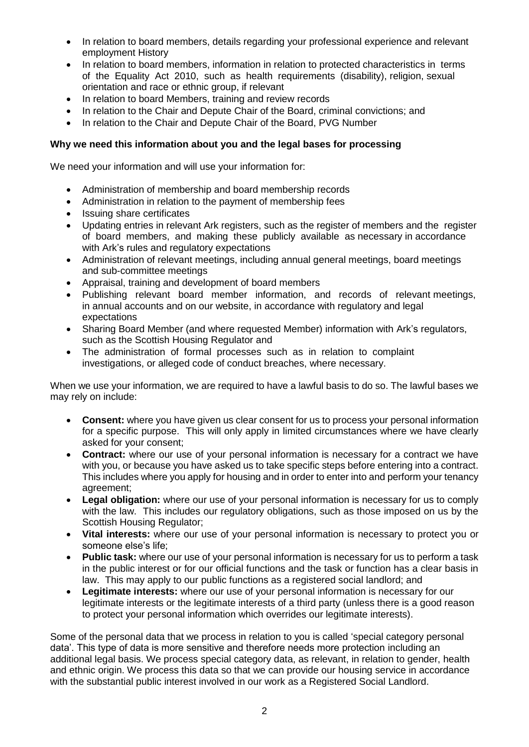- In relation to board members, details regarding your professional experience and relevant employment History
- In relation to board members, information in relation to protected characteristics in terms of the Equality Act 2010, such as health requirements (disability), religion, sexual orientation and race or ethnic group, if relevant
- In relation to board Members, training and review records
- In relation to the Chair and Depute Chair of the Board, criminal convictions; and
- In relation to the Chair and Depute Chair of the Board, PVG Number

**Why we need this information about you and the legal bases for processing**

We need your information and will use your information for:

- Administration of membership and board membership records
- Administration in relation to the payment of membership fees
- Issuing share certificates
- Updating entries in relevant Ark registers, such as the register of members and the register of board members, and making these publicly available as necessary in accordance with Ark's rules and regulatory expectations
- Administration of relevant meetings, including annual general meetings, board meetings and sub-committee meetings
- Appraisal, training and development of board members
- Publishing relevant board member information, and records of relevant meetings, in annual accounts and on our website, in accordance with regulatory and legal expectations
- Sharing Board Member (and where requested Member) information with Ark's regulators, such as the Scottish Housing Regulator and
- The administration of formal processes such as in relation to complaint investigations, or alleged code of conduct breaches, where necessary.

When we use your information, we are required to have a lawful basis to do so. The lawful bases we may rely on include:

- **Consent:** where you have given us clear consent for us to process your personal information for a specific purpose. This will only apply in limited circumstances where we have clearly asked for your consent;
- **Contract:** where our use of your personal information is necessary for a contract we have with you, or because you have asked us to take specific steps before entering into a contract. This includes where you apply for housing and in order to enter into and perform your tenancy agreement;
- **Legal obligation:** where our use of your personal information is necessary for us to comply with the law. This includes our regulatory obligations, such as those imposed on us by the Scottish Housing Regulator;
- **Vital interests:** where our use of your personal information is necessary to protect you or someone else's life;
- **Public task:** where our use of your personal information is necessary for us to perform a task in the public interest or for our official functions and the task or function has a clear basis in law. This may apply to our public functions as a registered social landlord; and
- **Legitimate interests:** where our use of your personal information is necessary for our legitimate interests or the legitimate interests of a third party (unless there is a good reason to protect your personal information which overrides our legitimate interests).

Some of the personal data that we process in relation to you is called 'special category personal data'. This type of data is more sensitive and therefore needs more protection including an additional legal basis. We process special category data, as relevant, in relation to gender, health and ethnic origin. We process this data so that we can provide our housing service in accordance with the substantial public interest involved in our work as a Registered Social Landlord.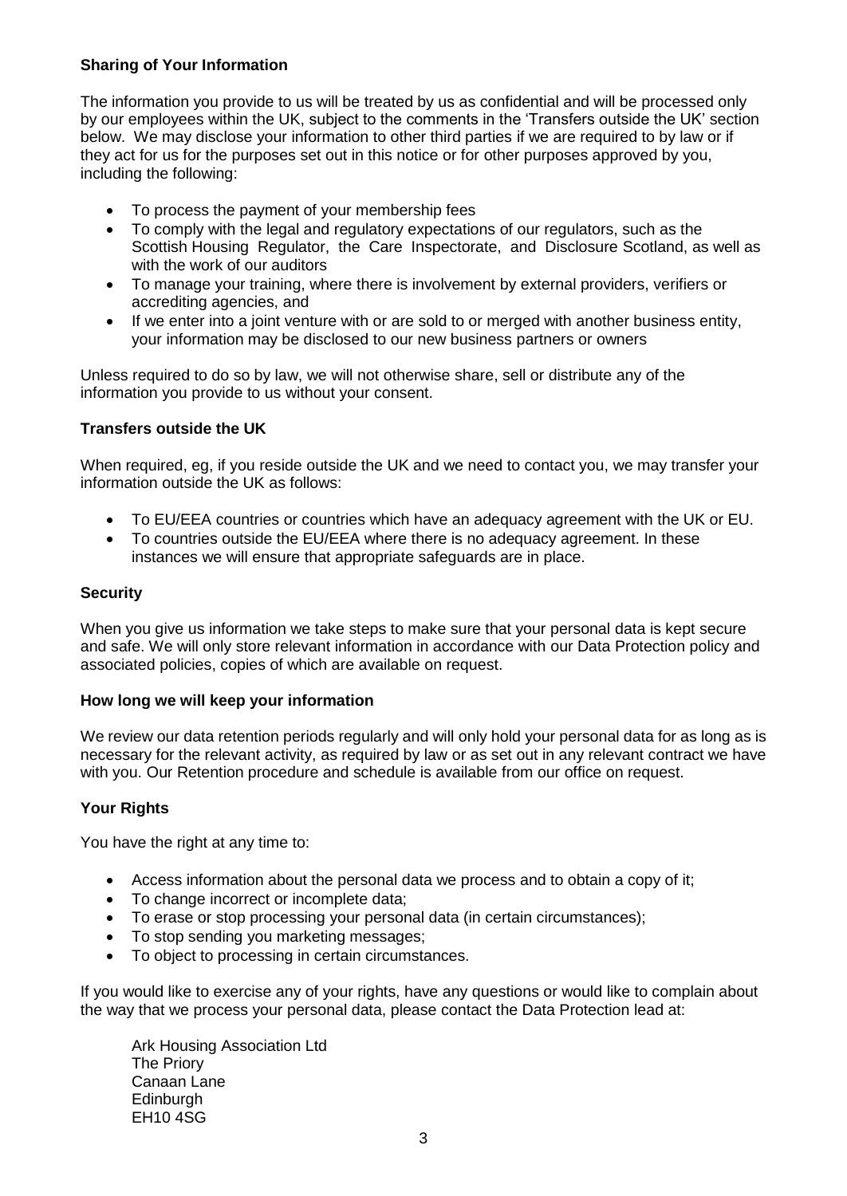## Sharing of Your Information

The information you provide to us will be treated by us as confidential and will be processed only by our employees within the UK, subject to the comments in the 'Transfers outside the UK' section below. We may disclose your information to other third parties if we are required to by law or if they act for us for the purposes set out in this notice or for other purposes approved by you, including the following:

- To process the payment of your membership fees
- To comply with the legal and regulatory expectations of our regulators, such as the Scottish Housing Regulator, the Care Inspectorate, and Disclosure Scotland, as well as with the work of our auditors
- To manage your training, where there is involvement by external providers, verifiers or accrediting agencies, and
- If we enter into a joint venture with or are sold to or merged with another business entity, your information may be disclosed to our new business partners or owners

Unless required to do so by law, we will not otherwise share, sell or distribute any of the information you provide to us without your consent.

## Transfers outside the UK

When required, eg, if you reside outside the UK and we need to contact you, we may transfer your information outside the UK as follows:

- To EU/EEA countries or countries which have an adequacy agreement with the UK or EU.
- To countries outside the EU/EEA where there is no adequacy agreement. In these instances we will ensure that appropriate safeguards are in place.

## Security

When you give us information we take steps to make sure that your personal data is kept secure and safe. We will only store relevant information in accordance with our Data Protection policy and associated policies, copies of which are available on request.

## How long we will keep your information

We review our data retention periods regularly and will only hold your personal data for as long as is necessary for the relevant activity, as required by law or as set out in any relevant contract we have with you. Our Retention procedure and schedule is available from our office on request.

## Your Rights

You have the right at any time to:

- Access information about the personal data we process and to obtain a copy of it;
- To change incorrect or incomplete data;
- To erase or stop processing your personal data (in certain circumstances);
- To stop sending you marketing messages;
- To object to processing in certain circumstances.

If you would like to exercise any of your rights, have any questions or would like to complain about the way that we process your personal data, please contact the Data Protection lead at:

Ark Housing Association Ltd
The Priory
Canaan Lane
Edinburgh
EH10 4SG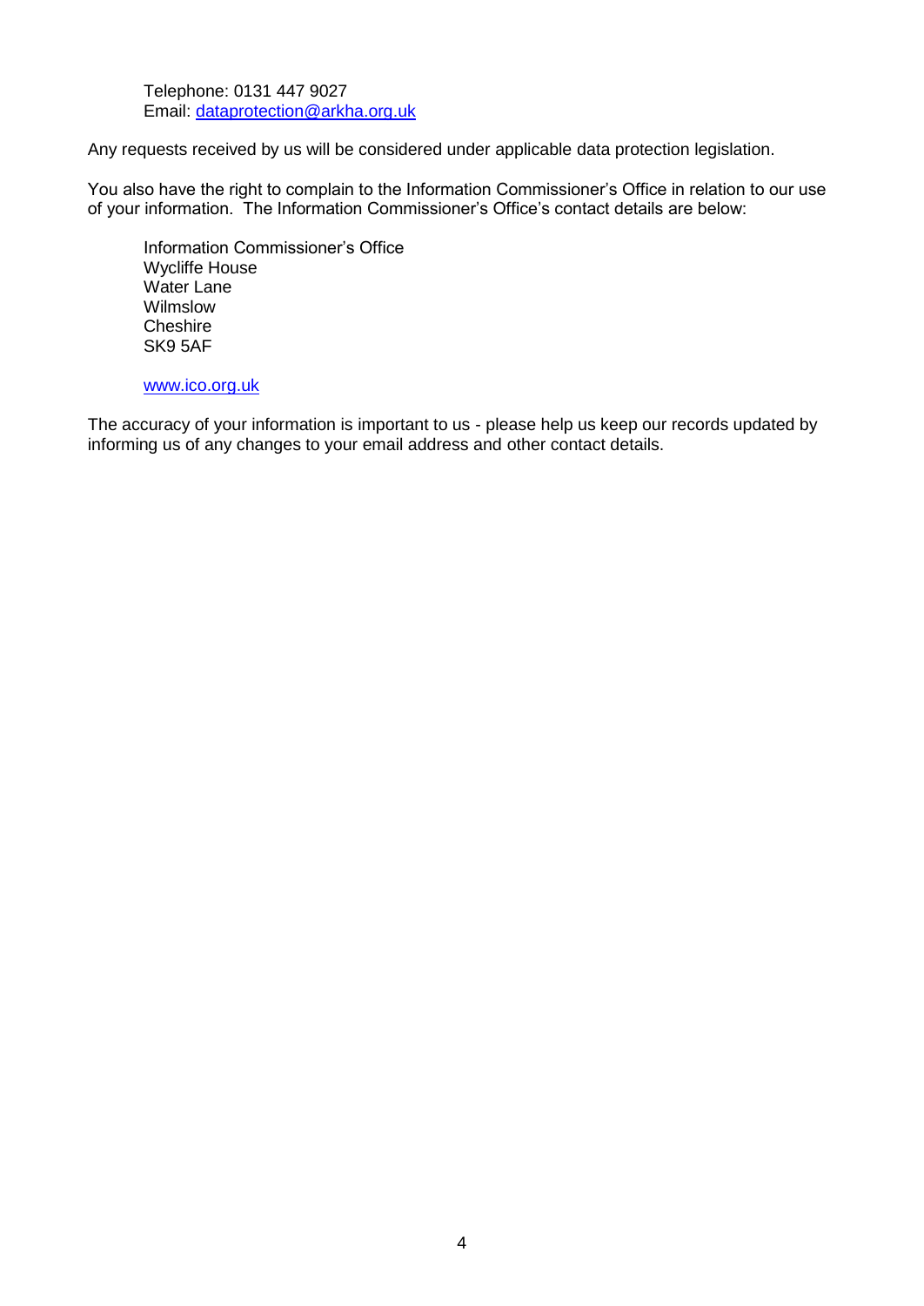Telephone: 0131 447 9027
Email: [dataprotection@arkha.org.uk](mailto:dataprotection@arkha.org.uk)

Any requests received by us will be considered under applicable data protection legislation.

You also have the right to complain to the Information Commissioner's Office in relation to our use of your information. The Information Commissioner's Office's contact details are below:

Information Commissioner's Office
Wycliffe House
Water Lane
Wilmslow
Cheshire
SK9 5AF

[www.ico.org.uk](http://www.ico.org.uk)

The accuracy of your information is important to us - please help us keep our records updated by informing us of any changes to your email address and other contact details.